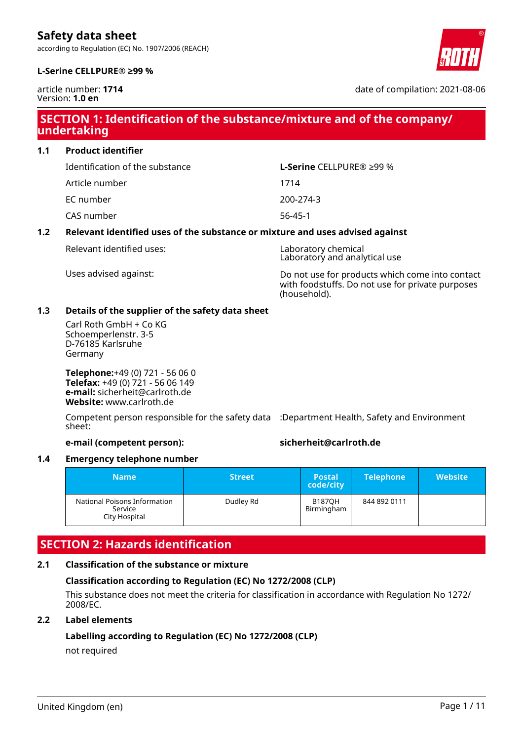# Safety data sheet

according to Regulation (EC) No. 1907/2006 (REACH)

**L-Serine CELLPURE® ≥99 %**

article number: **1714**
Version: **1.0 en**

date of compilation: 2021-08-06

## SECTION 1: Identification of the substance/mixture and of the company/ undertaking

### 1.1 Product identifier

| | |
|---|---|
| Identification of the substance | **L-Serine** CELLPURE® ≥99 % |
| Article number | 1714 |
| EC number | 200-274-3 |
| CAS number | 56-45-1 |

### 1.2 Relevant identified uses of the substance or mixture and uses advised against

| | |
|---|---|
| Relevant identified uses: | Laboratory chemical<br>Laboratory and analytical use |
| Uses advised against: | Do not use for products which come into contact with foodstuffs. Do not use for private purposes (household). |

### 1.3 Details of the supplier of the safety data sheet

Carl Roth GmbH + Co KG
Schoemperlenstr. 3-5
D-76185 Karlsruhe
Germany

**Telephone:**+49 (0) 721 - 56 06 0
**Telefax:** +49 (0) 721 - 56 06 149
**e-mail:** sicherheit@carlroth.de
**Website:** www.carlroth.de

Competent person responsible for the safety data sheet: :Department Health, Safety and Environment

**e-mail (competent person):** **sicherheit@carlroth.de**

### 1.4 Emergency telephone number

| Name | Street | Postal code/city | Telephone | Website |
|---|---|---|---|---|
| National Poisons Information Service City Hospital | Dudley Rd | B187QH Birmingham | 844 892 0111 | |

## SECTION 2: Hazards identification

### 2.1 Classification of the substance or mixture

**Classification according to Regulation (EC) No 1272/2008 (CLP)**

This substance does not meet the criteria for classification in accordance with Regulation No 1272/ 2008/EC.

### 2.2 Label elements

**Labelling according to Regulation (EC) No 1272/2008 (CLP)**

not required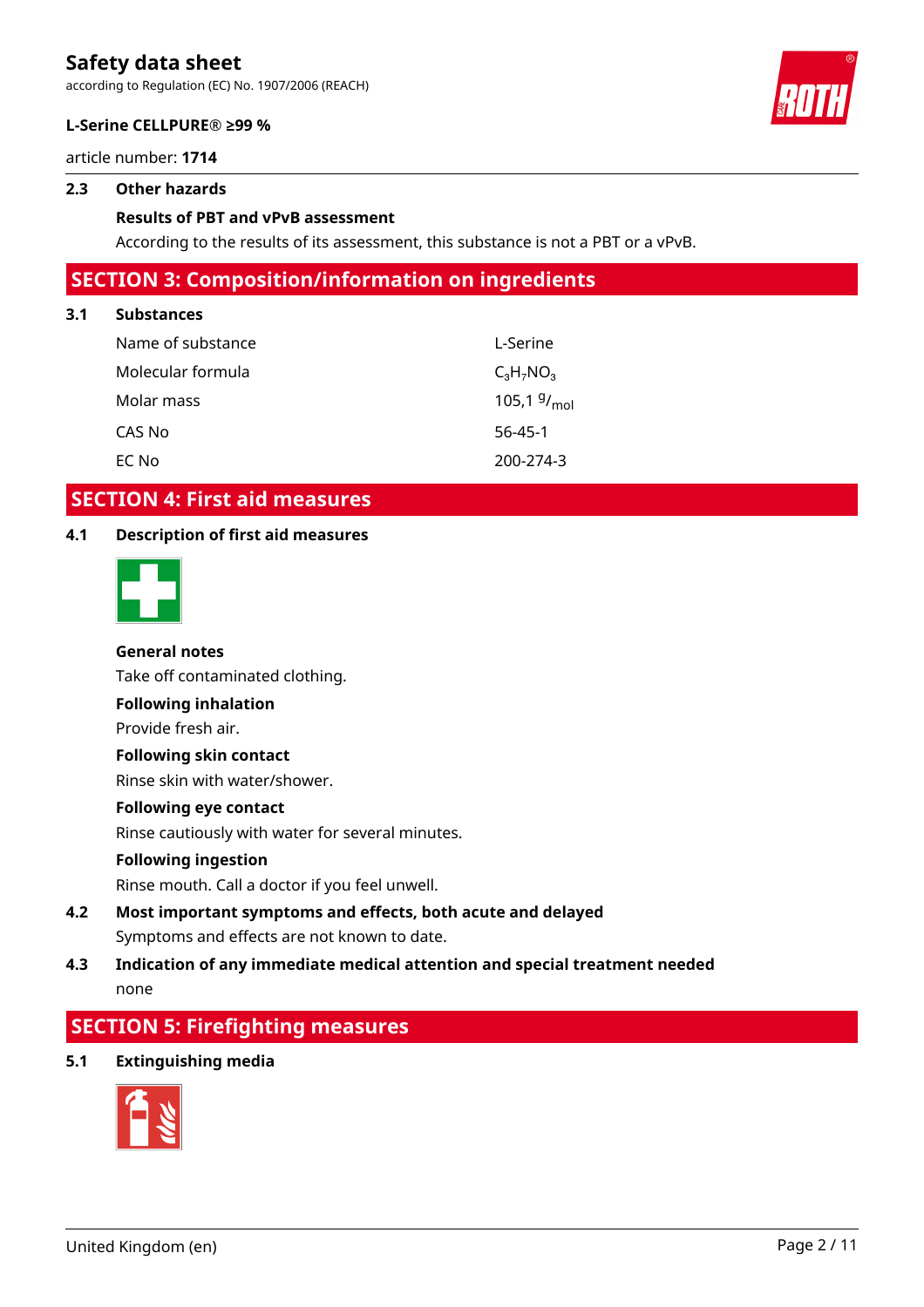### 2.3 Other hazards

**Results of PBT and vPvB assessment**

According to the results of its assessment, this substance is not a PBT or a vPvB.

## SECTION 3: Composition/information on ingredients

### 3.1 Substances

| | |
|---|---|
| Name of substance | L-Serine |
| Molecular formula | $C_3H_7NO_3$ |
| Molar mass | 105,1 $^{g}/_{mol}$ |
| CAS No | 56-45-1 |
| EC No | 200-274-3 |

## SECTION 4: First aid measures

### 4.1 Description of first aid measures

**General notes**

Take off contaminated clothing.

**Following inhalation**

Provide fresh air.

**Following skin contact**

Rinse skin with water/shower.

**Following eye contact**

Rinse cautiously with water for several minutes.

**Following ingestion**

Rinse mouth. Call a doctor if you feel unwell.

### 4.2 Most important symptoms and effects, both acute and delayed

Symptoms and effects are not known to date.

### 4.3 Indication of any immediate medical attention and special treatment needed

none

## SECTION 5: Firefighting measures

### 5.1 Extinguishing media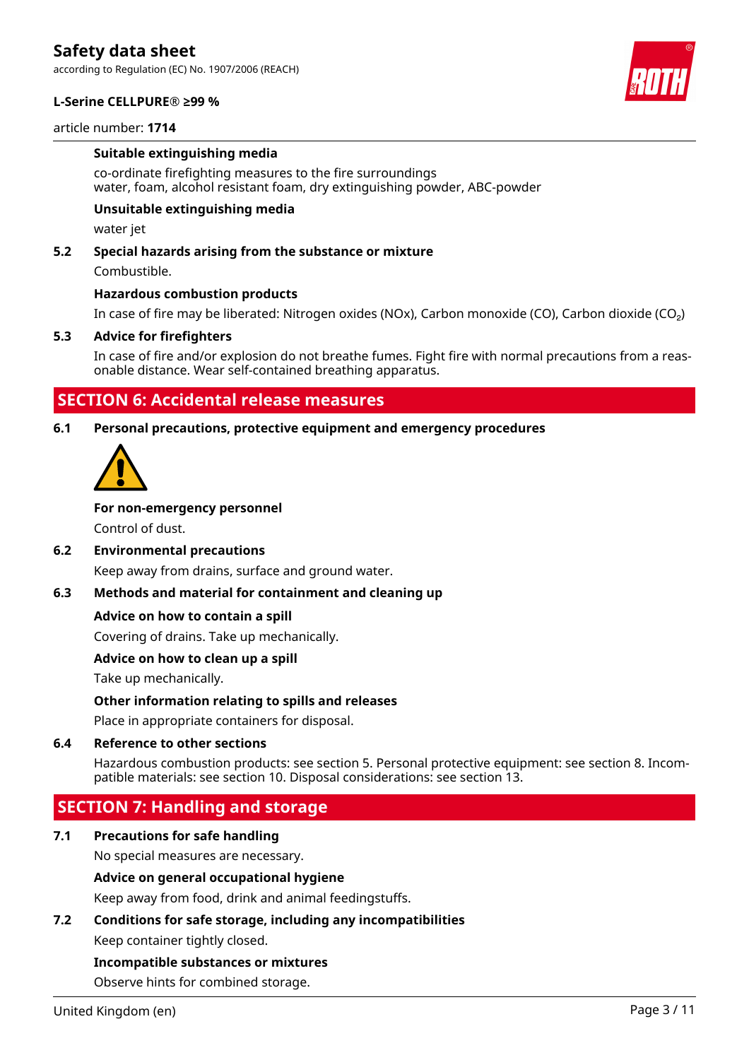**Suitable extinguishing media**

co-ordinate firefighting measures to the fire surroundings
water, foam, alcohol resistant foam, dry extinguishing powder, ABC-powder

**Unsuitable extinguishing media**

water jet

### 5.2 Special hazards arising from the substance or mixture

Combustible.

**Hazardous combustion products**

In case of fire may be liberated: Nitrogen oxides (NOx), Carbon monoxide (CO), Carbon dioxide ($CO_2$)

### 5.3 Advice for firefighters

In case of fire and/or explosion do not breathe fumes. Fight fire with normal precautions from a reasonable distance. Wear self-contained breathing apparatus.

## SECTION 6: Accidental release measures

### 6.1 Personal precautions, protective equipment and emergency procedures

**For non-emergency personnel**

Control of dust.

### 6.2 Environmental precautions

Keep away from drains, surface and ground water.

### 6.3 Methods and material for containment and cleaning up

**Advice on how to contain a spill**

Covering of drains. Take up mechanically.

**Advice on how to clean up a spill**

Take up mechanically.

**Other information relating to spills and releases**

Place in appropriate containers for disposal.

### 6.4 Reference to other sections

Hazardous combustion products: see section 5. Personal protective equipment: see section 8. Incompatible materials: see section 10. Disposal considerations: see section 13.

## SECTION 7: Handling and storage

### 7.1 Precautions for safe handling

No special measures are necessary.

**Advice on general occupational hygiene**

Keep away from food, drink and animal feedingstuffs.

### 7.2 Conditions for safe storage, including any incompatibilities

Keep container tightly closed.

**Incompatible substances or mixtures**

Observe hints for combined storage.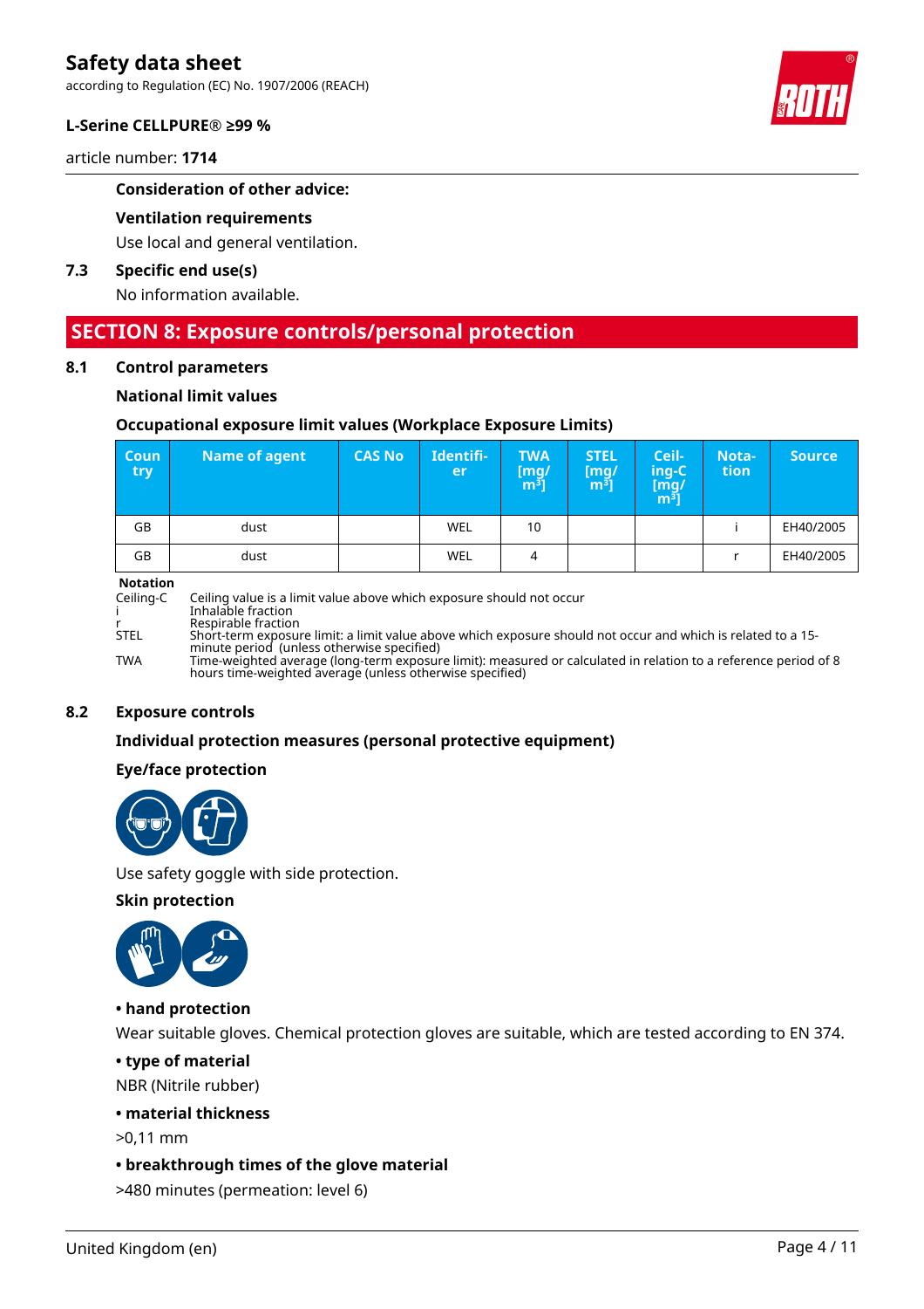#### Consideration of other advice:

#### Ventilation requirements

Use local and general ventilation.

### 7.3 Specific end use(s)

No information available.

## SECTION 8: Exposure controls/personal protection

### 8.1 Control parameters

#### National limit values

#### Occupational exposure limit values (Workplace Exposure Limits)

| Country | Name of agent | CAS No | Identifier | TWA [mg/m³] | STEL [mg/m³] | Ceiling-C [mg/m³] | Notation | Source |
|---|---|---|---|---|---|---|---|---|
| GB | dust | | WEL | 10 | | | i | EH40/2005 |
| GB | dust | | WEL | 4 | | | r | EH40/2005 |

**Notation**

- Ceiling-C: Ceiling value is a limit value above which exposure should not occur
- i: Inhalable fraction
- r: Respirable fraction
- STEL: Short-term exposure limit: a limit value above which exposure should not occur and which is related to a 15-minute period (unless otherwise specified)
- TWA: Time-weighted average (long-term exposure limit): measured or calculated in relation to a reference period of 8 hours time-weighted average (unless otherwise specified)

### 8.2 Exposure controls

#### Individual protection measures (personal protective equipment)

#### Eye/face protection

Use safety goggle with side protection.

#### Skin protection

**• hand protection**

Wear suitable gloves. Chemical protection gloves are suitable, which are tested according to EN 374.

**• type of material**

NBR (Nitrile rubber)

**• material thickness**

>0,11 mm

**• breakthrough times of the glove material**

>480 minutes (permeation: level 6)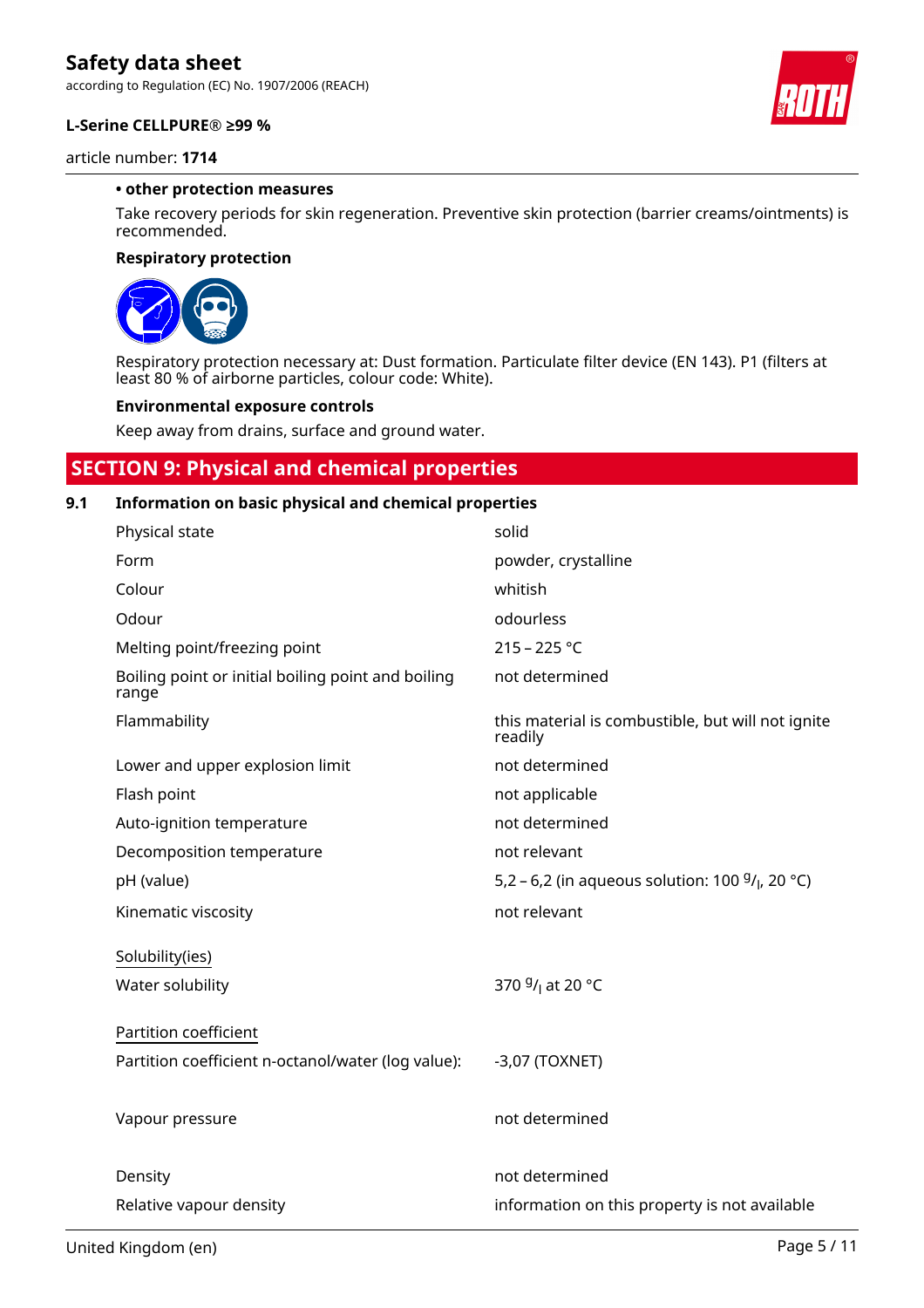**• other protection measures**

Take recovery periods for skin regeneration. Preventive skin protection (barrier creams/ointments) is recommended.

**Respiratory protection**

Respiratory protection necessary at: Dust formation. Particulate filter device (EN 143). P1 (filters at least 80 % of airborne particles, colour code: White).

**Environmental exposure controls**

Keep away from drains, surface and ground water.

## SECTION 9: Physical and chemical properties

### 9.1 Information on basic physical and chemical properties

| Property | Value |
|---|---|
| Physical state | solid |
| Form | powder, crystalline |
| Colour | whitish |
| Odour | odourless |
| Melting point/freezing point | 215 – 225 °C |
| Boiling point or initial boiling point and boiling range | not determined |
| Flammability | this material is combustible, but will not ignite readily |
| Lower and upper explosion limit | not determined |
| Flash point | not applicable |
| Auto-ignition temperature | not determined |
| Decomposition temperature | not relevant |
| pH (value) | 5,2 – 6,2 (in aqueous solution: 100 g/l, 20 °C) |
| Kinematic viscosity | not relevant |
| Solubility(ies) | |
| Water solubility | 370 g/l at 20 °C |
| Partition coefficient | |
| Partition coefficient n-octanol/water (log value): | -3,07 (TOXNET) |
| Vapour pressure | not determined |
| Density | not determined |
| Relative vapour density | information on this property is not available |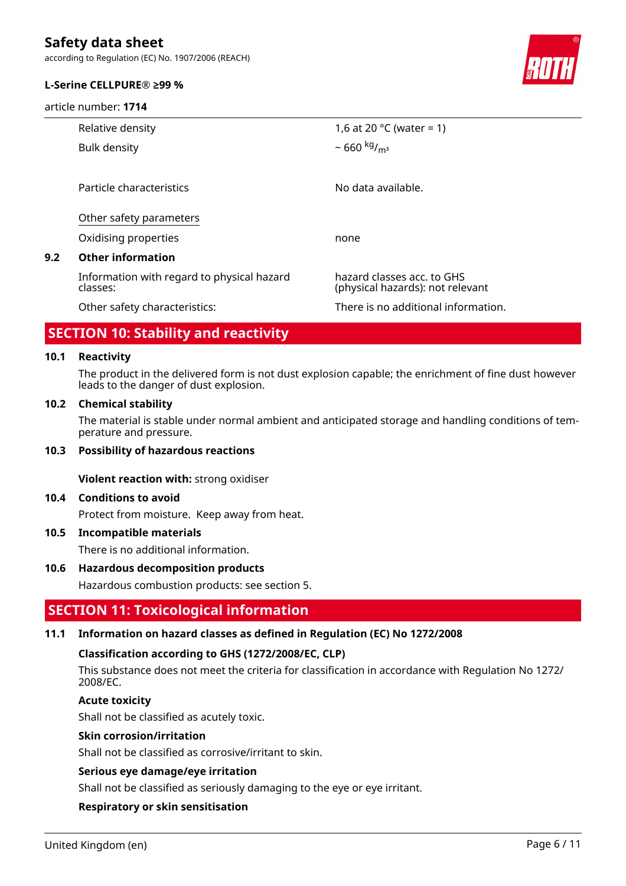| | |
|---|---|
| Relative density | 1,6 at 20 °C (water = 1) |
| Bulk density | ~ 660 $^{kg}/_{m^3}$ |
| Particle characteristics | No data available. |
| Other safety parameters | |
| Oxidising properties | none |

### 9.2 Other information

| | |
|---|---|
| Information with regard to physical hazard classes: | hazard classes acc. to GHS (physical hazards): not relevant |
| Other safety characteristics: | There is no additional information. |

## SECTION 10: Stability and reactivity

### 10.1 Reactivity

The product in the delivered form is not dust explosion capable; the enrichment of fine dust however leads to the danger of dust explosion.

### 10.2 Chemical stability

The material is stable under normal ambient and anticipated storage and handling conditions of temperature and pressure.

### 10.3 Possibility of hazardous reactions

**Violent reaction with:** strong oxidiser

### 10.4 Conditions to avoid

Protect from moisture. Keep away from heat.

### 10.5 Incompatible materials

There is no additional information.

### 10.6 Hazardous decomposition products

Hazardous combustion products: see section 5.

## SECTION 11: Toxicological information

### 11.1 Information on hazard classes as defined in Regulation (EC) No 1272/2008

**Classification according to GHS (1272/2008/EC, CLP)**

This substance does not meet the criteria for classification in accordance with Regulation No 1272/2008/EC.

**Acute toxicity**

Shall not be classified as acutely toxic.

**Skin corrosion/irritation**

Shall not be classified as corrosive/irritant to skin.

**Serious eye damage/eye irritation**

Shall not be classified as seriously damaging to the eye or eye irritant.

**Respiratory or skin sensitisation**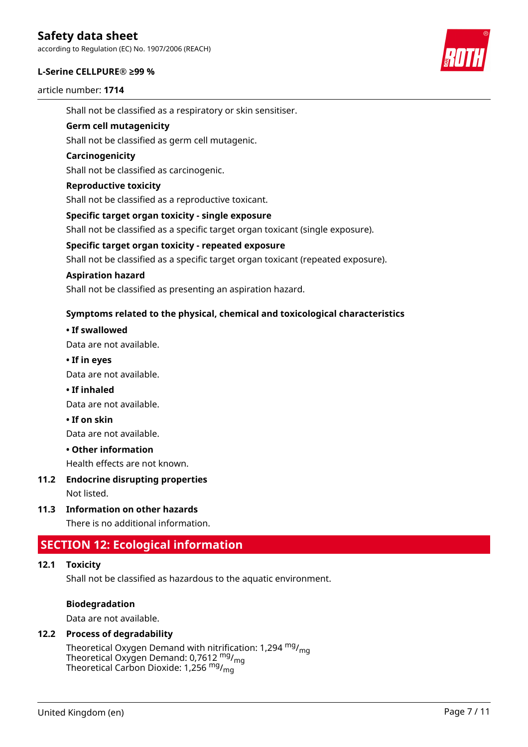Shall not be classified as a respiratory or skin sensitiser.

**Germ cell mutagenicity**

Shall not be classified as germ cell mutagenic.

**Carcinogenicity**

Shall not be classified as carcinogenic.

**Reproductive toxicity**

Shall not be classified as a reproductive toxicant.

**Specific target organ toxicity - single exposure**

Shall not be classified as a specific target organ toxicant (single exposure).

**Specific target organ toxicity - repeated exposure**

Shall not be classified as a specific target organ toxicant (repeated exposure).

**Aspiration hazard**

Shall not be classified as presenting an aspiration hazard.

**Symptoms related to the physical, chemical and toxicological characteristics**

**• If swallowed**

Data are not available.

**• If in eyes**

Data are not available.

**• If inhaled**

Data are not available.

**• If on skin**

Data are not available.

**• Other information**

Health effects are not known.

### 11.2 Endocrine disrupting properties

Not listed.

### 11.3 Information on other hazards

There is no additional information.

## SECTION 12: Ecological information

### 12.1 Toxicity

Shall not be classified as hazardous to the aquatic environment.

**Biodegradation**

Data are not available.

### 12.2 Process of degradability

Theoretical Oxygen Demand with nitrification: 1,294 $^{mg}/_{mg}$
Theoretical Oxygen Demand: 0,7612 $^{mg}/_{mg}$
Theoretical Carbon Dioxide: 1,256 $^{mg}/_{mg}$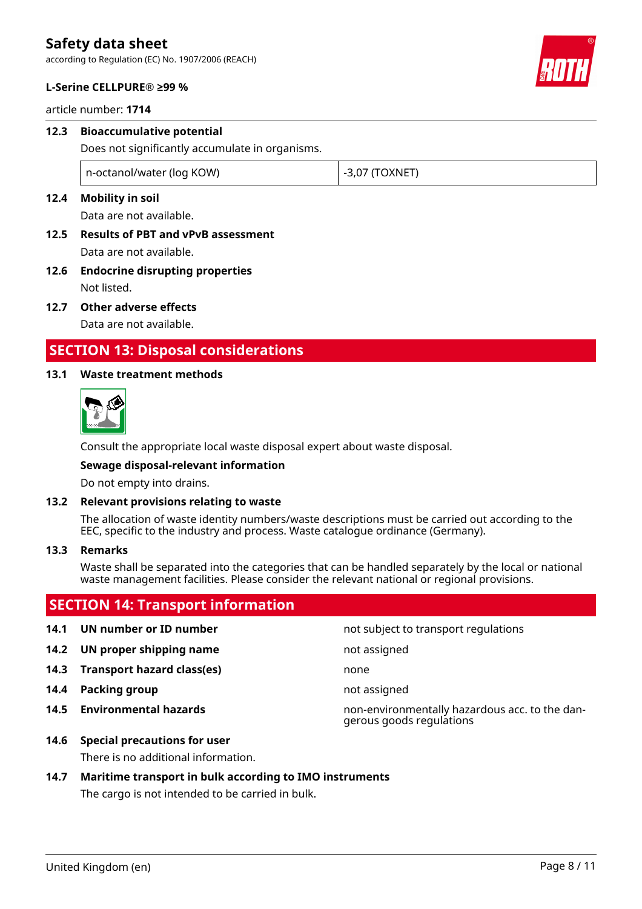### 12.3 Bioaccumulative potential

Does not significantly accumulate in organisms.

| n-octanol/water (log KOW) | -3,07 (TOXNET) |
|---|---|

### 12.4 Mobility in soil

Data are not available.

### 12.5 Results of PBT and vPvB assessment

Data are not available.

### 12.6 Endocrine disrupting properties

Not listed.

### 12.7 Other adverse effects

Data are not available.

## SECTION 13: Disposal considerations

### 13.1 Waste treatment methods

Consult the appropriate local waste disposal expert about waste disposal.

**Sewage disposal-relevant information**

Do not empty into drains.

### 13.2 Relevant provisions relating to waste

The allocation of waste identity numbers/waste descriptions must be carried out according to the EEC, specific to the industry and process. Waste catalogue ordinance (Germany).

### 13.3 Remarks

Waste shall be separated into the categories that can be handled separately by the local or national waste management facilities. Please consider the relevant national or regional provisions.

## SECTION 14: Transport information

| | |
|---|---|
| **14.1 UN number or ID number** | not subject to transport regulations |
| **14.2 UN proper shipping name** | not assigned |
| **14.3 Transport hazard class(es)** | none |
| **14.4 Packing group** | not assigned |
| **14.5 Environmental hazards** | non-environmentally hazardous acc. to the dangerous goods regulations |

### 14.6 Special precautions for user

There is no additional information.

### 14.7 Maritime transport in bulk according to IMO instruments

The cargo is not intended to be carried in bulk.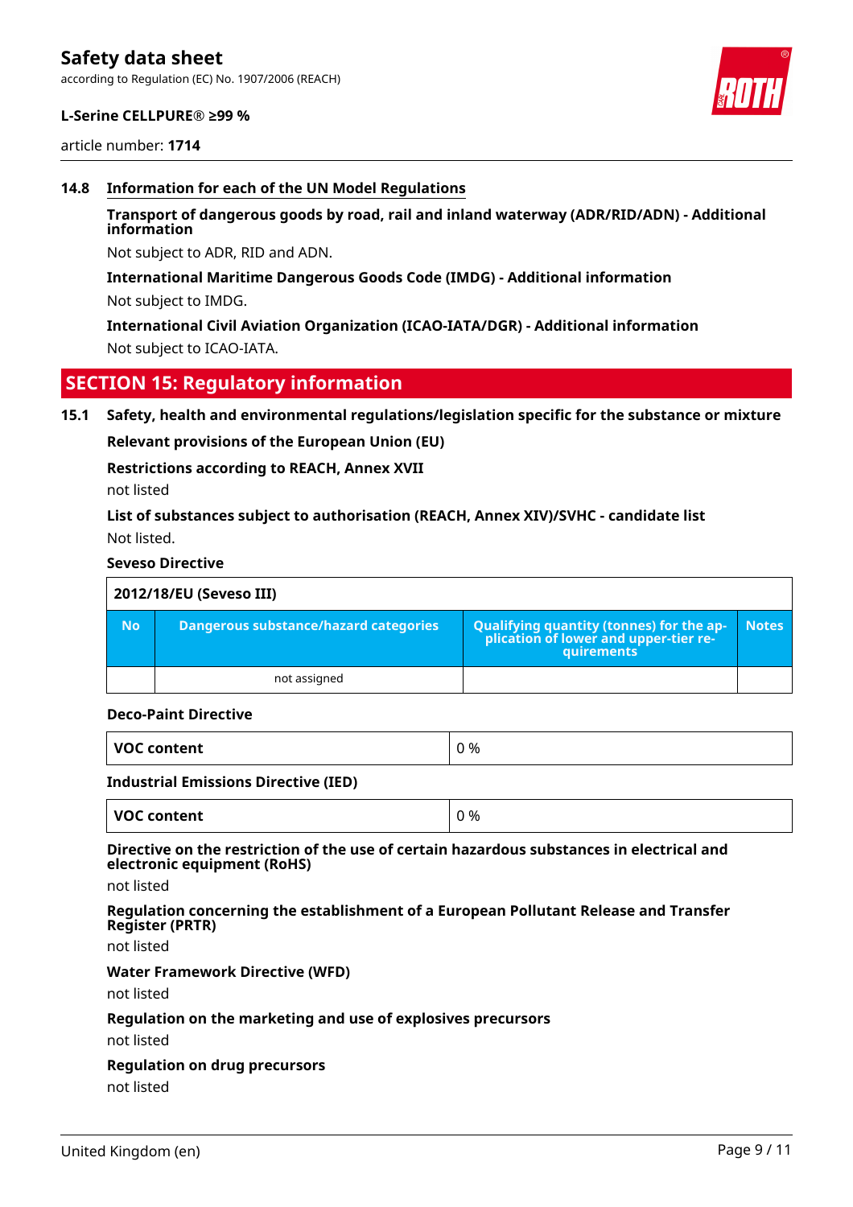### 14.8 Information for each of the UN Model Regulations

**Transport of dangerous goods by road, rail and inland waterway (ADR/RID/ADN) - Additional information**

Not subject to ADR, RID and ADN.

**International Maritime Dangerous Goods Code (IMDG) - Additional information**

Not subject to IMDG.

**International Civil Aviation Organization (ICAO-IATA/DGR) - Additional information**

Not subject to ICAO-IATA.

## SECTION 15: Regulatory information

### 15.1 Safety, health and environmental regulations/legislation specific for the substance or mixture

**Relevant provisions of the European Union (EU)**

**Restrictions according to REACH, Annex XVII**

not listed

**List of substances subject to authorisation (REACH, Annex XIV)/SVHC - candidate list**

Not listed.

**Seveso Directive**

| 2012/18/EU (Seveso III) | | | |
|---|---|---|---|
| **No** | **Dangerous substance/hazard categories** | **Qualifying quantity (tonnes) for the application of lower and upper-tier requirements** | **Notes** |
| | not assigned | | |

**Deco-Paint Directive**

| VOC content | 0 % |
|---|---|

**Industrial Emissions Directive (IED)**

| VOC content | 0 % |
|---|---|

**Directive on the restriction of the use of certain hazardous substances in electrical and electronic equipment (RoHS)**

not listed

**Regulation concerning the establishment of a European Pollutant Release and Transfer Register (PRTR)**

not listed

**Water Framework Directive (WFD)**

not listed

**Regulation on the marketing and use of explosives precursors**

not listed

**Regulation on drug precursors**

not listed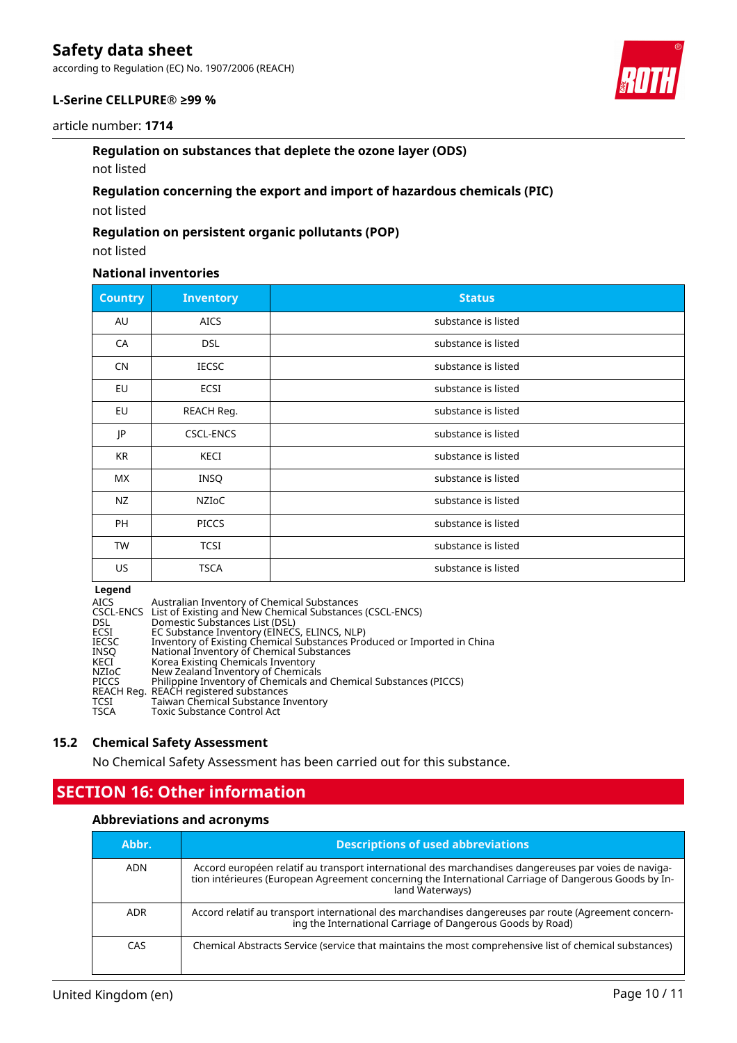#### Regulation on substances that deplete the ozone layer (ODS)

not listed

#### Regulation concerning the export and import of hazardous chemicals (PIC)

not listed

#### Regulation on persistent organic pollutants (POP)

not listed

#### National inventories

| Country | Inventory | Status |
|---|---|---|
| AU | AICS | substance is listed |
| CA | DSL | substance is listed |
| CN | IECSC | substance is listed |
| EU | ECSI | substance is listed |
| EU | REACH Reg. | substance is listed |
| JP | CSCL-ENCS | substance is listed |
| KR | KECI | substance is listed |
| MX | INSQ | substance is listed |
| NZ | NZIoC | substance is listed |
| PH | PICCS | substance is listed |
| TW | TCSI | substance is listed |
| US | TSCA | substance is listed |

**Legend**

| | |
|---|---|
| AICS | Australian Inventory of Chemical Substances |
| CSCL-ENCS | List of Existing and New Chemical Substances (CSCL-ENCS) |
| DSL | Domestic Substances List (DSL) |
| ECSI | EC Substance Inventory (EINECS, ELINCS, NLP) |
| IECSC | Inventory of Existing Chemical Substances Produced or Imported in China |
| INSQ | National Inventory of Chemical Substances |
| KECI | Korea Existing Chemicals Inventory |
| NZIoC | New Zealand Inventory of Chemicals |
| PICCS | Philippine Inventory of Chemicals and Chemical Substances (PICCS) |
| REACH Reg. | REACH registered substances |
| TCSI | Taiwan Chemical Substance Inventory |
| TSCA | Toxic Substance Control Act |

### 15.2 Chemical Safety Assessment

No Chemical Safety Assessment has been carried out for this substance.

## SECTION 16: Other information

#### Abbreviations and acronyms

| Abbr. | Descriptions of used abbreviations |
|---|---|
| ADN | Accord européen relatif au transport international des marchandises dangereuses par voies de navigation intérieures (European Agreement concerning the International Carriage of Dangerous Goods by Inland Waterways) |
| ADR | Accord relatif au transport international des marchandises dangereuses par route (Agreement concerning the International Carriage of Dangerous Goods by Road) |
| CAS | Chemical Abstracts Service (service that maintains the most comprehensive list of chemical substances) |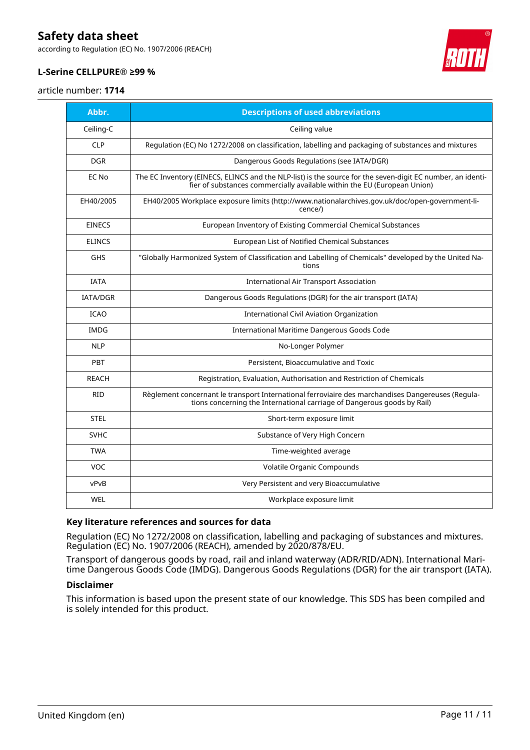| Abbr. | Descriptions of used abbreviations |
| --- | --- |
| Ceiling-C | Ceiling value |
| CLP | Regulation (EC) No 1272/2008 on classification, labelling and packaging of substances and mixtures |
| DGR | Dangerous Goods Regulations (see IATA/DGR) |
| EC No | The EC Inventory (EINECS, ELINCS and the NLP-list) is the source for the seven-digit EC number, an identifier of substances commercially available within the EU (European Union) |
| EH40/2005 | EH40/2005 Workplace exposure limits (http://www.nationalarchives.gov.uk/doc/open-government-licence/) |
| EINECS | European Inventory of Existing Commercial Chemical Substances |
| ELINCS | European List of Notified Chemical Substances |
| GHS | "Globally Harmonized System of Classification and Labelling of Chemicals" developed by the United Nations |
| IATA | International Air Transport Association |
| IATA/DGR | Dangerous Goods Regulations (DGR) for the air transport (IATA) |
| ICAO | International Civil Aviation Organization |
| IMDG | International Maritime Dangerous Goods Code |
| NLP | No-Longer Polymer |
| PBT | Persistent, Bioaccumulative and Toxic |
| REACH | Registration, Evaluation, Authorisation and Restriction of Chemicals |
| RID | Règlement concernant le transport International ferroviaire des marchandises Dangereuses (Regulations concerning the International carriage of Dangerous goods by Rail) |
| STEL | Short-term exposure limit |
| SVHC | Substance of Very High Concern |
| TWA | Time-weighted average |
| VOC | Volatile Organic Compounds |
| vPvB | Very Persistent and very Bioaccumulative |
| WEL | Workplace exposure limit |

### Key literature references and sources for data

Regulation (EC) No 1272/2008 on classification, labelling and packaging of substances and mixtures. Regulation (EC) No. 1907/2006 (REACH), amended by 2020/878/EU.

Transport of dangerous goods by road, rail and inland waterway (ADR/RID/ADN). International Maritime Dangerous Goods Code (IMDG). Dangerous Goods Regulations (DGR) for the air transport (IATA).

### Disclaimer

This information is based upon the present state of our knowledge. This SDS has been compiled and is solely intended for this product.